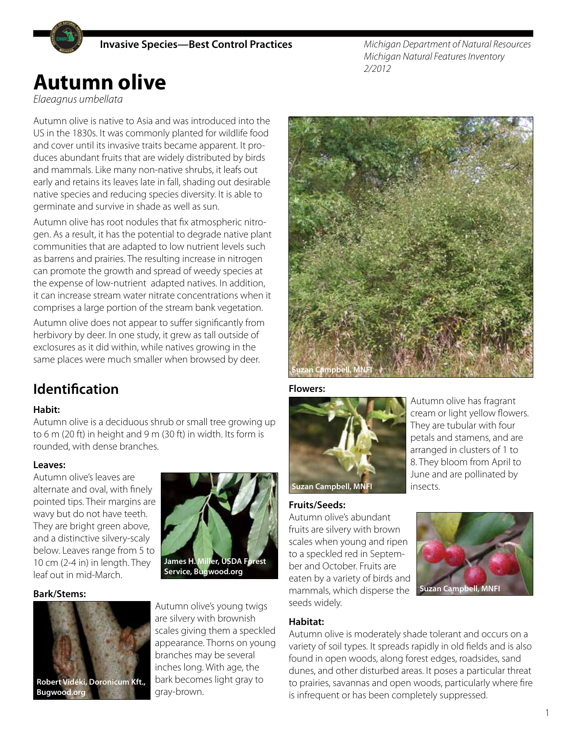**Invasive Species—Best Control Practices**

*Michigan Department of Natural Resources*
*Michigan Natural Features Inventory*
*2/2012*

# Autumn olive

*Elaeagnus umbellata*

Autumn olive is native to Asia and was introduced into the US in the 1830s. It was commonly planted for wildlife food and cover until its invasive traits became apparent. It produces abundant fruits that are widely distributed by birds and mammals. Like many non-native shrubs, it leafs out early and retains its leaves late in fall, shading out desirable native species and reducing species diversity. It is able to germinate and survive in shade as well as sun.

Autumn olive has root nodules that fix atmospheric nitrogen. As a result, it has the potential to degrade native plant communities that are adapted to low nutrient levels such as barrens and prairies. The resulting increase in nitrogen can promote the growth and spread of weedy species at the expense of low-nutrient adapted natives. In addition, it can increase stream water nitrate concentrations when it comprises a large portion of the stream bank vegetation.

Autumn olive does not appear to suffer significantly from herbivory by deer. In one study, it grew as tall outside of exclosures as it did within, while natives growing in the same places were much smaller when browsed by deer.

Suzan Campbell, MNFI

## Identification

### Habit:

Autumn olive is a deciduous shrub or small tree growing up to 6 m (20 ft) in height and 9 m (30 ft) in width. Its form is rounded, with dense branches.

### Leaves:

Autumn olive's leaves are alternate and oval, with finely pointed tips. Their margins are wavy but do not have teeth. They are bright green above, and a distinctive silvery-scaly below. Leaves range from 5 to 10 cm (2-4 in) in length. They leaf out in mid-March.

James H. Miller, USDA Forest Service, Bugwood.org

### Bark/Stems:

Autumn olive's young twigs are silvery with brownish scales giving them a speckled appearance. Thorns on young branches may be several inches long. With age, the bark becomes light gray to gray-brown.

Robert Vidéki, Doronicum Kft., Bugwood.org

### Flowers:

Autumn olive has fragrant cream or light yellow flowers. They are tubular with four petals and stamens, and are arranged in clusters of 1 to 8. They bloom from April to June and are pollinated by insects.

Suzan Campbell, MNFI

### Fruits/Seeds:

Autumn olive's abundant fruits are silvery with brown scales when young and ripen to a speckled red in September and October. Fruits are eaten by a variety of birds and mammals, which disperse the seeds widely.

Suzan Campbell, MNFI

### Habitat:

Autumn olive is moderately shade tolerant and occurs on a variety of soil types. It spreads rapidly in old fields and is also found in open woods, along forest edges, roadsides, sand dunes, and other disturbed areas. It poses a particular threat to prairies, savannas and open woods, particularly where fire is infrequent or has been completely suppressed.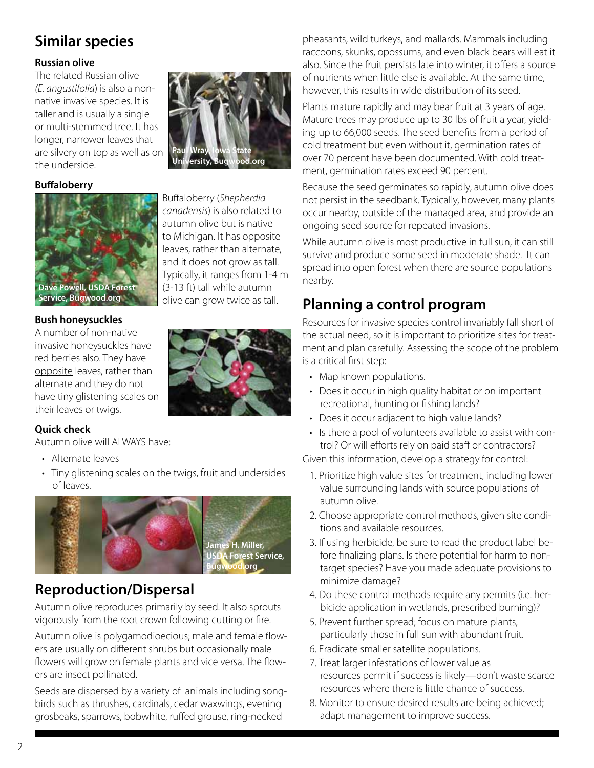## Similar species

### Russian olive

The related Russian olive (*E. angustifolia*) is also a non-native invasive species. It is taller and is usually a single or multi-stemmed tree. It has longer, narrower leaves that are silvery on top as well as on the underside.

Paul Wray, Iowa State University, Bugwood.org

### Buffaloberry

Dave Powell, USDA Forest Service, Bugwood.org

Buffaloberry (*Shepherdia canadensis*) is also related to autumn olive but is native to Michigan. It has opposite leaves, rather than alternate, and it does not grow as tall. Typically, it ranges from 1-4 m (3-13 ft) tall while autumn olive can grow twice as tall.

### Bush honeysuckles

A number of non-native invasive honeysuckles have red berries also. They have opposite leaves, rather than alternate and they do not have tiny glistening scales on their leaves or twigs.

### Quick check

Autumn olive will ALWAYS have:

- Alternate leaves
- Tiny glistening scales on the twigs, fruit and undersides of leaves.

James H. Miller, USDA Forest Service, Bugwood.org

## Reproduction/Dispersal

Autumn olive reproduces primarily by seed. It also sprouts vigorously from the root crown following cutting or fire.

Autumn olive is polygamodioecious; male and female flowers are usually on different shrubs but occasionally male flowers will grow on female plants and vice versa. The flowers are insect pollinated.

Seeds are dispersed by a variety of animals including songbirds such as thrushes, cardinals, cedar waxwings, evening grosbeaks, sparrows, bobwhite, ruffed grouse, ring-necked pheasants, wild turkeys, and mallards. Mammals including raccoons, skunks, opossums, and even black bears will eat it also. Since the fruit persists late into winter, it offers a source of nutrients when little else is available. At the same time, however, this results in wide distribution of its seed.

Plants mature rapidly and may bear fruit at 3 years of age. Mature trees may produce up to 30 lbs of fruit a year, yielding up to 66,000 seeds. The seed benefits from a period of cold treatment but even without it, germination rates of over 70 percent have been documented. With cold treatment, germination rates exceed 90 percent.

Because the seed germinates so rapidly, autumn olive does not persist in the seedbank. Typically, however, many plants occur nearby, outside of the managed area, and provide an ongoing seed source for repeated invasions.

While autumn olive is most productive in full sun, it can still survive and produce some seed in moderate shade. It can spread into open forest when there are source populations nearby.

## Planning a control program

Resources for invasive species control invariably fall short of the actual need, so it is important to prioritize sites for treatment and plan carefully. Assessing the scope of the problem is a critical first step:

- Map known populations.
- Does it occur in high quality habitat or on important recreational, hunting or fishing lands?
- Does it occur adjacent to high value lands?
- Is there a pool of volunteers available to assist with control? Or will efforts rely on paid staff or contractors?

Given this information, develop a strategy for control:

1. Prioritize high value sites for treatment, including lower value surrounding lands with source populations of autumn olive.
2. Choose appropriate control methods, given site conditions and available resources.
3. If using herbicide, be sure to read the product label before finalizing plans. Is there potential for harm to non-target species? Have you made adequate provisions to minimize damage?
4. Do these control methods require any permits (i.e. herbicide application in wetlands, prescribed burning)?
5. Prevent further spread; focus on mature plants, particularly those in full sun with abundant fruit.
6. Eradicate smaller satellite populations.
7. Treat larger infestations of lower value as resources permit if success is likely—don't waste scarce resources where there is little chance of success.
8. Monitor to ensure desired results are being achieved; adapt management to improve success.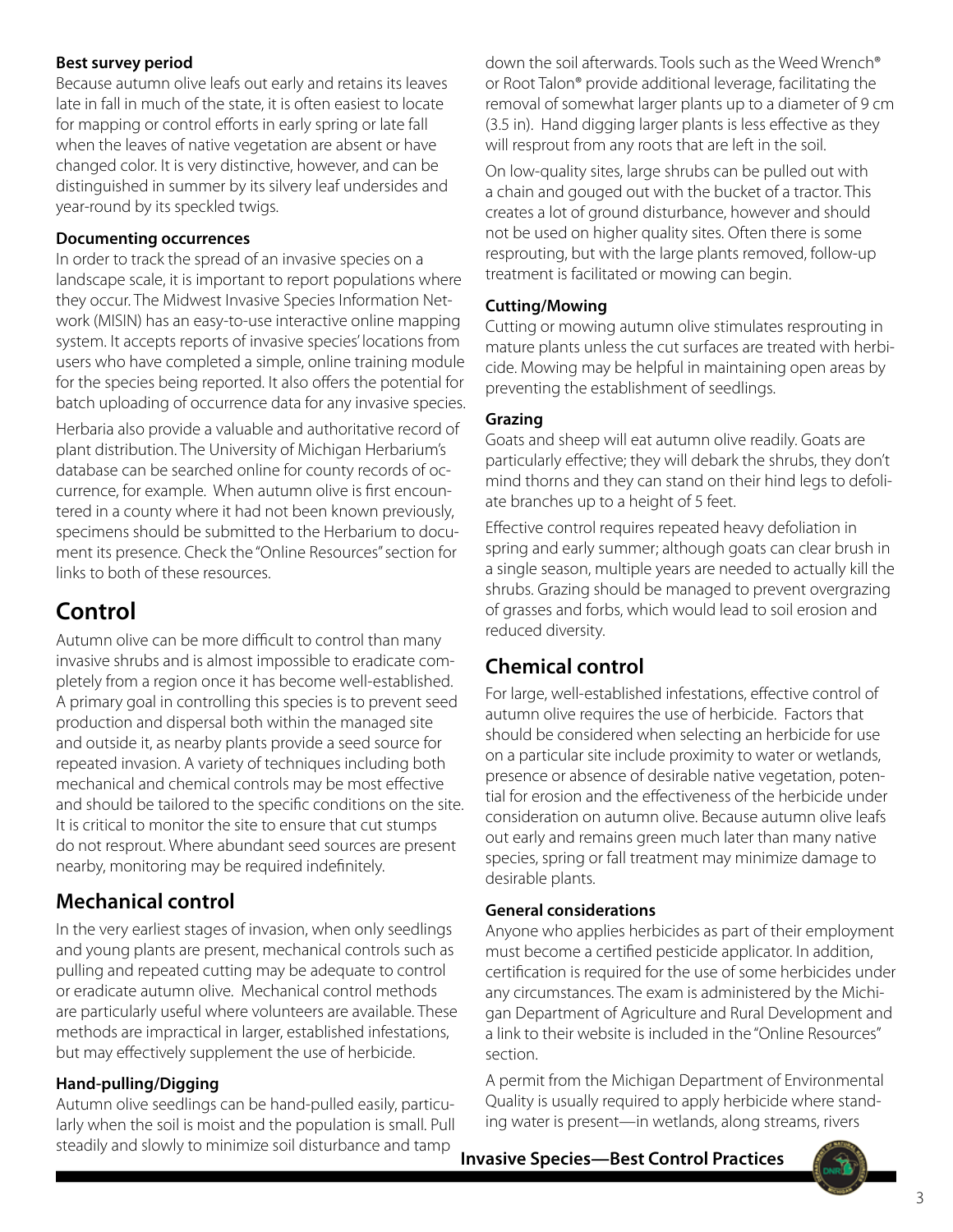**Best survey period**

Because autumn olive leafs out early and retains its leaves late in fall in much of the state, it is often easiest to locate for mapping or control efforts in early spring or late fall when the leaves of native vegetation are absent or have changed color. It is very distinctive, however, and can be distinguished in summer by its silvery leaf undersides and year-round by its speckled twigs.

**Documenting occurrences**

In order to track the spread of an invasive species on a landscape scale, it is important to report populations where they occur. The Midwest Invasive Species Information Network (MISIN) has an easy-to-use interactive online mapping system. It accepts reports of invasive species' locations from users who have completed a simple, online training module for the species being reported. It also offers the potential for batch uploading of occurrence data for any invasive species.

Herbaria also provide a valuable and authoritative record of plant distribution. The University of Michigan Herbarium's database can be searched online for county records of occurrence, for example. When autumn olive is first encountered in a county where it had not been known previously, specimens should be submitted to the Herbarium to document its presence. Check the "Online Resources" section for links to both of these resources.

# Control

Autumn olive can be more difficult to control than many invasive shrubs and is almost impossible to eradicate completely from a region once it has become well-established. A primary goal in controlling this species is to prevent seed production and dispersal both within the managed site and outside it, as nearby plants provide a seed source for repeated invasion. A variety of techniques including both mechanical and chemical controls may be most effective and should be tailored to the specific conditions on the site. It is critical to monitor the site to ensure that cut stumps do not resprout. Where abundant seed sources are present nearby, monitoring may be required indefinitely.

## Mechanical control

In the very earliest stages of invasion, when only seedlings and young plants are present, mechanical controls such as pulling and repeated cutting may be adequate to control or eradicate autumn olive. Mechanical control methods are particularly useful where volunteers are available. These methods are impractical in larger, established infestations, but may effectively supplement the use of herbicide.

**Hand-pulling/Digging**

Autumn olive seedlings can be hand-pulled easily, particularly when the soil is moist and the population is small. Pull steadily and slowly to minimize soil disturbance and tamp down the soil afterwards. Tools such as the Weed Wrench® or Root Talon® provide additional leverage, facilitating the removal of somewhat larger plants up to a diameter of 9 cm (3.5 in). Hand digging larger plants is less effective as they will resprout from any roots that are left in the soil.

On low-quality sites, large shrubs can be pulled out with a chain and gouged out with the bucket of a tractor. This creates a lot of ground disturbance, however and should not be used on higher quality sites. Often there is some resprouting, but with the large plants removed, follow-up treatment is facilitated or mowing can begin.

**Cutting/Mowing**

Cutting or mowing autumn olive stimulates resprouting in mature plants unless the cut surfaces are treated with herbicide. Mowing may be helpful in maintaining open areas by preventing the establishment of seedlings.

**Grazing**

Goats and sheep will eat autumn olive readily. Goats are particularly effective; they will debark the shrubs, they don't mind thorns and they can stand on their hind legs to defoliate branches up to a height of 5 feet.

Effective control requires repeated heavy defoliation in spring and early summer; although goats can clear brush in a single season, multiple years are needed to actually kill the shrubs. Grazing should be managed to prevent overgrazing of grasses and forbs, which would lead to soil erosion and reduced diversity.

## Chemical control

For large, well-established infestations, effective control of autumn olive requires the use of herbicide. Factors that should be considered when selecting an herbicide for use on a particular site include proximity to water or wetlands, presence or absence of desirable native vegetation, potential for erosion and the effectiveness of the herbicide under consideration on autumn olive. Because autumn olive leafs out early and remains green much later than many native species, spring or fall treatment may minimize damage to desirable plants.

**General considerations**

Anyone who applies herbicides as part of their employment must become a certified pesticide applicator. In addition, certification is required for the use of some herbicides under any circumstances. The exam is administered by the Michigan Department of Agriculture and Rural Development and a link to their website is included in the "Online Resources" section.

A permit from the Michigan Department of Environmental Quality is usually required to apply herbicide where standing water is present—in wetlands, along streams, rivers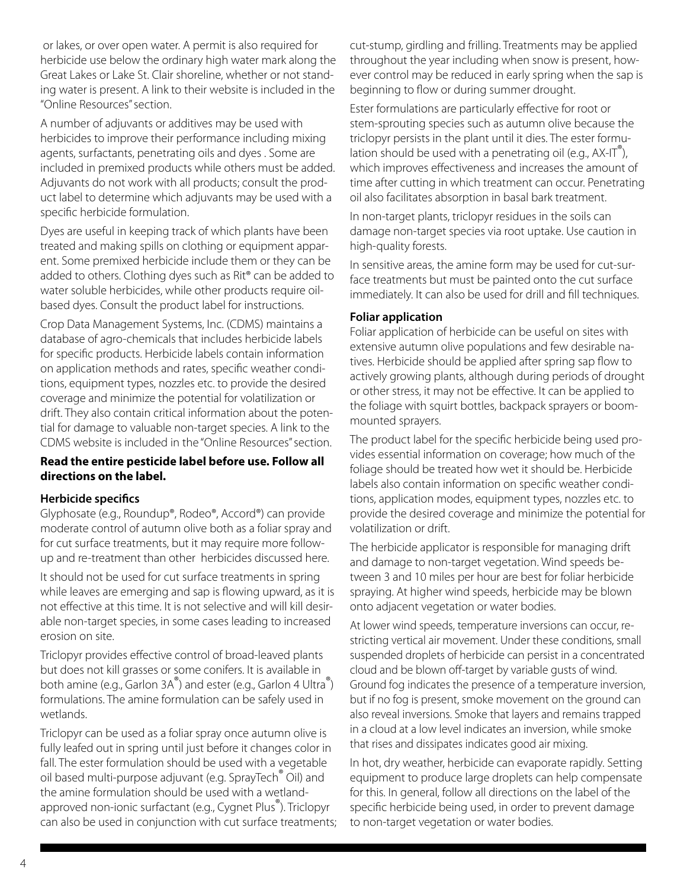or lakes, or over open water. A permit is also required for herbicide use below the ordinary high water mark along the Great Lakes or Lake St. Clair shoreline, whether or not standing water is present. A link to their website is included in the "Online Resources" section.

A number of adjuvants or additives may be used with herbicides to improve their performance including mixing agents, surfactants, penetrating oils and dyes . Some are included in premixed products while others must be added. Adjuvants do not work with all products; consult the product label to determine which adjuvants may be used with a specific herbicide formulation.

Dyes are useful in keeping track of which plants have been treated and making spills on clothing or equipment apparent. Some premixed herbicide include them or they can be added to others. Clothing dyes such as Rit® can be added to water soluble herbicides, while other products require oil-based dyes. Consult the product label for instructions.

Crop Data Management Systems, Inc. (CDMS) maintains a database of agro-chemicals that includes herbicide labels for specific products. Herbicide labels contain information on application methods and rates, specific weather conditions, equipment types, nozzles etc. to provide the desired coverage and minimize the potential for volatilization or drift. They also contain critical information about the potential for damage to valuable non-target species. A link to the CDMS website is included in the "Online Resources" section.

**Read the entire pesticide label before use. Follow all directions on the label.**

**Herbicide specifics**

Glyphosate (e.g., Roundup®, Rodeo®, Accord®) can provide moderate control of autumn olive both as a foliar spray and for cut surface treatments, but it may require more follow-up and re-treatment than other herbicides discussed here.

It should not be used for cut surface treatments in spring while leaves are emerging and sap is flowing upward, as it is not effective at this time. It is not selective and will kill desirable non-target species, in some cases leading to increased erosion on site.

Triclopyr provides effective control of broad-leaved plants but does not kill grasses or some conifers. It is available in both amine (e.g., Garlon 3A®) and ester (e.g., Garlon 4 Ultra®) formulations. The amine formulation can be safely used in wetlands.

Triclopyr can be used as a foliar spray once autumn olive is fully leafed out in spring until just before it changes color in fall. The ester formulation should be used with a vegetable oil based multi-purpose adjuvant (e.g. SprayTech® Oil) and the amine formulation should be used with a wetland-approved non-ionic surfactant (e.g., Cygnet Plus®). Triclopyr can also be used in conjunction with cut surface treatments; cut-stump, girdling and frilling. Treatments may be applied throughout the year including when snow is present, however control may be reduced in early spring when the sap is beginning to flow or during summer drought.

Ester formulations are particularly effective for root or stem-sprouting species such as autumn olive because the triclopyr persists in the plant until it dies. The ester formulation should be used with a penetrating oil (e.g., AX-IT®), which improves effectiveness and increases the amount of time after cutting in which treatment can occur. Penetrating oil also facilitates absorption in basal bark treatment.

In non-target plants, triclopyr residues in the soils can damage non-target species via root uptake. Use caution in high-quality forests.

In sensitive areas, the amine form may be used for cut-surface treatments but must be painted onto the cut surface immediately. It can also be used for drill and fill techniques.

**Foliar application**

Foliar application of herbicide can be useful on sites with extensive autumn olive populations and few desirable natives. Herbicide should be applied after spring sap flow to actively growing plants, although during periods of drought or other stress, it may not be effective. It can be applied to the foliage with squirt bottles, backpack sprayers or boom-mounted sprayers.

The product label for the specific herbicide being used provides essential information on coverage; how much of the foliage should be treated how wet it should be. Herbicide labels also contain information on specific weather conditions, application modes, equipment types, nozzles etc. to provide the desired coverage and minimize the potential for volatilization or drift.

The herbicide applicator is responsible for managing drift and damage to non-target vegetation. Wind speeds between 3 and 10 miles per hour are best for foliar herbicide spraying. At higher wind speeds, herbicide may be blown onto adjacent vegetation or water bodies.

At lower wind speeds, temperature inversions can occur, restricting vertical air movement. Under these conditions, small suspended droplets of herbicide can persist in a concentrated cloud and be blown off-target by variable gusts of wind. Ground fog indicates the presence of a temperature inversion, but if no fog is present, smoke movement on the ground can also reveal inversions. Smoke that layers and remains trapped in a cloud at a low level indicates an inversion, while smoke that rises and dissipates indicates good air mixing.

In hot, dry weather, herbicide can evaporate rapidly. Setting equipment to produce large droplets can help compensate for this. In general, follow all directions on the label of the specific herbicide being used, in order to prevent damage to non-target vegetation or water bodies.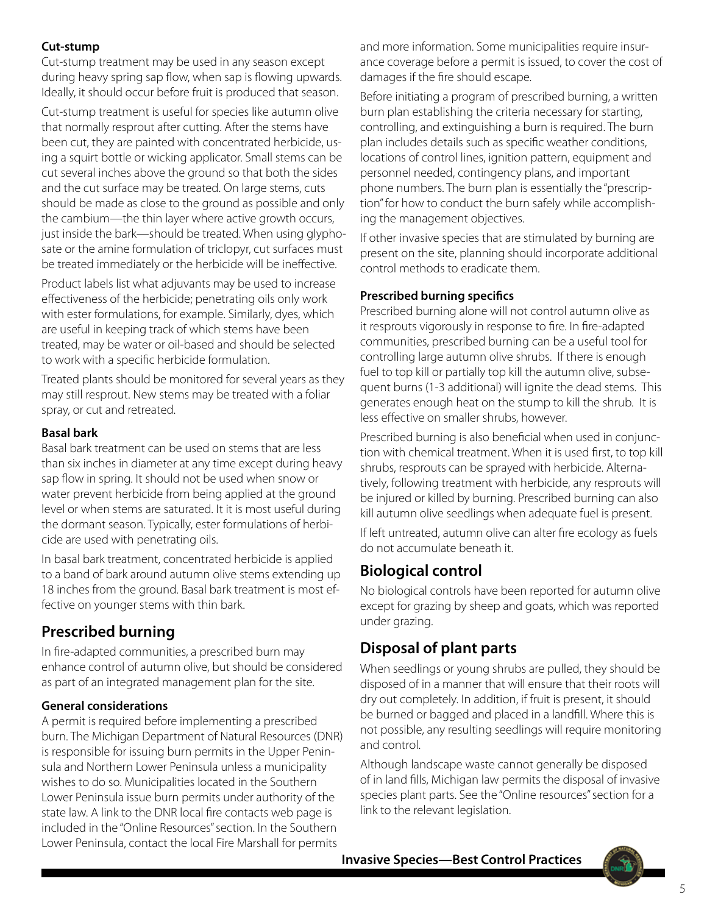#### Cut-stump

Cut-stump treatment may be used in any season except during heavy spring sap flow, when sap is flowing upwards. Ideally, it should occur before fruit is produced that season.

Cut-stump treatment is useful for species like autumn olive that normally resprout after cutting. After the stems have been cut, they are painted with concentrated herbicide, using a squirt bottle or wicking applicator. Small stems can be cut several inches above the ground so that both the sides and the cut surface may be treated. On large stems, cuts should be made as close to the ground as possible and only the cambium—the thin layer where active growth occurs, just inside the bark—should be treated. When using glyphosate or the amine formulation of triclopyr, cut surfaces must be treated immediately or the herbicide will be ineffective.

Product labels list what adjuvants may be used to increase effectiveness of the herbicide; penetrating oils only work with ester formulations, for example. Similarly, dyes, which are useful in keeping track of which stems have been treated, may be water or oil-based and should be selected to work with a specific herbicide formulation.

Treated plants should be monitored for several years as they may still resprout. New stems may be treated with a foliar spray, or cut and retreated.

#### Basal bark

Basal bark treatment can be used on stems that are less than six inches in diameter at any time except during heavy sap flow in spring. It should not be used when snow or water prevent herbicide from being applied at the ground level or when stems are saturated. It it is most useful during the dormant season. Typically, ester formulations of herbicide are used with penetrating oils.

In basal bark treatment, concentrated herbicide is applied to a band of bark around autumn olive stems extending up 18 inches from the ground. Basal bark treatment is most effective on younger stems with thin bark.

## Prescribed burning

In fire-adapted communities, a prescribed burn may enhance control of autumn olive, but should be considered as part of an integrated management plan for the site.

#### General considerations

A permit is required before implementing a prescribed burn. The Michigan Department of Natural Resources (DNR) is responsible for issuing burn permits in the Upper Peninsula and Northern Lower Peninsula unless a municipality wishes to do so. Municipalities located in the Southern Lower Peninsula issue burn permits under authority of the state law. A link to the DNR local fire contacts web page is included in the "Online Resources" section. In the Southern Lower Peninsula, contact the local Fire Marshall for permits and more information. Some municipalities require insurance coverage before a permit is issued, to cover the cost of damages if the fire should escape.

Before initiating a program of prescribed burning, a written burn plan establishing the criteria necessary for starting, controlling, and extinguishing a burn is required. The burn plan includes details such as specific weather conditions, locations of control lines, ignition pattern, equipment and personnel needed, contingency plans, and important phone numbers. The burn plan is essentially the "prescription" for how to conduct the burn safely while accomplishing the management objectives.

If other invasive species that are stimulated by burning are present on the site, planning should incorporate additional control methods to eradicate them.

#### Prescribed burning specifics

Prescribed burning alone will not control autumn olive as it resprouts vigorously in response to fire. In fire-adapted communities, prescribed burning can be a useful tool for controlling large autumn olive shrubs. If there is enough fuel to top kill or partially top kill the autumn olive, subsequent burns (1-3 additional) will ignite the dead stems. This generates enough heat on the stump to kill the shrub. It is less effective on smaller shrubs, however.

Prescribed burning is also beneficial when used in conjunction with chemical treatment. When it is used first, to top kill shrubs, resprouts can be sprayed with herbicide. Alternatively, following treatment with herbicide, any resprouts will be injured or killed by burning. Prescribed burning can also kill autumn olive seedlings when adequate fuel is present.

If left untreated, autumn olive can alter fire ecology as fuels do not accumulate beneath it.

## Biological control

No biological controls have been reported for autumn olive except for grazing by sheep and goats, which was reported under grazing.

## Disposal of plant parts

When seedlings or young shrubs are pulled, they should be disposed of in a manner that will ensure that their roots will dry out completely. In addition, if fruit is present, it should be burned or bagged and placed in a landfill. Where this is not possible, any resulting seedlings will require monitoring and control.

Although landscape waste cannot generally be disposed of in land fills, Michigan law permits the disposal of invasive species plant parts. See the "Online resources" section for a link to the relevant legislation.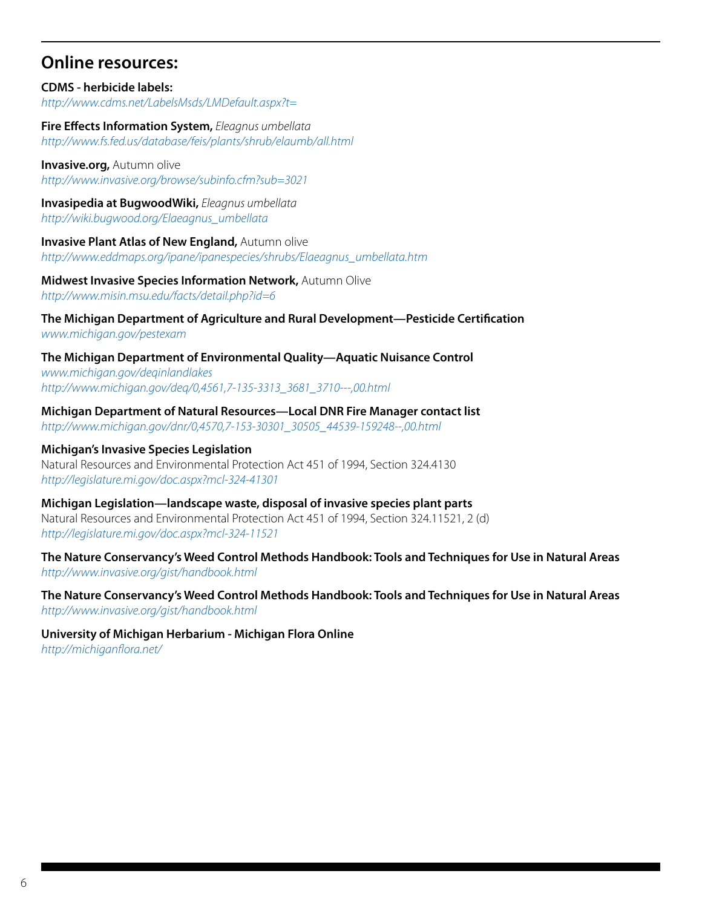## Online resources:

**CDMS - herbicide labels:**
*http://www.cdms.net/LabelsMsds/LMDefault.aspx?t=*

**Fire Effects Information System,** *Eleagnus umbellata*
*http://www.fs.fed.us/database/feis/plants/shrub/elaumb/all.html*

**Invasive.org,** Autumn olive
*http://www.invasive.org/browse/subinfo.cfm?sub=3021*

**Invasipedia at BugwoodWiki,** *Eleagnus umbellata*
*http://wiki.bugwood.org/Elaeagnus_umbellata*

**Invasive Plant Atlas of New England,** Autumn olive
*http://www.eddmaps.org/ipane/ipanespecies/shrubs/Elaeagnus_umbellata.htm*

**Midwest Invasive Species Information Network,** Autumn Olive
*http://www.misin.msu.edu/facts/detail.php?id=6*

**The Michigan Department of Agriculture and Rural Development—Pesticide Certification**
*www.michigan.gov/pestexam*

**The Michigan Department of Environmental Quality—Aquatic Nuisance Control**
*www.michigan.gov/deqinlandlakes*
*http://www.michigan.gov/deq/0,4561,7-135-3313_3681_3710---,00.html*

**Michigan Department of Natural Resources—Local DNR Fire Manager contact list**
*http://www.michigan.gov/dnr/0,4570,7-153-30301_30505_44539-159248--,00.html*

**Michigan's Invasive Species Legislation**
Natural Resources and Environmental Protection Act 451 of 1994, Section 324.4130
*http://legislature.mi.gov/doc.aspx?mcl-324-41301*

**Michigan Legislation—landscape waste, disposal of invasive species plant parts**
Natural Resources and Environmental Protection Act 451 of 1994, Section 324.11521, 2 (d)
*http://legislature.mi.gov/doc.aspx?mcl-324-11521*

**The Nature Conservancy's Weed Control Methods Handbook: Tools and Techniques for Use in Natural Areas**
*http://www.invasive.org/gist/handbook.html*

**The Nature Conservancy's Weed Control Methods Handbook: Tools and Techniques for Use in Natural Areas**
*http://www.invasive.org/gist/handbook.html*

**University of Michigan Herbarium - Michigan Flora Online**
*http://michiganflora.net/*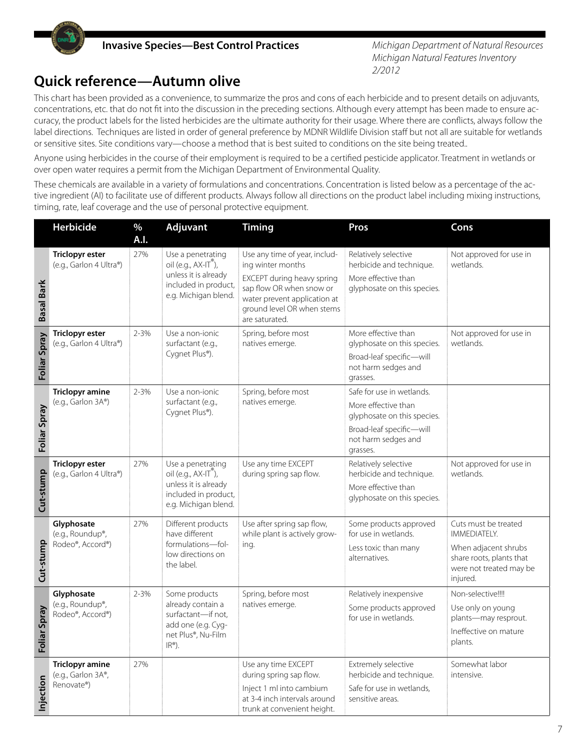## Quick reference—Autumn olive

This chart has been provided as a convenience, to summarize the pros and cons of each herbicide and to present details on adjuvants, concentrations, etc. that do not fit into the discussion in the preceding sections. Although every attempt has been made to ensure accuracy, the product labels for the listed herbicides are the ultimate authority for their usage. Where there are conflicts, always follow the label directions. Techniques are listed in order of general preference by MDNR Wildlife Division staff but not all are suitable for wetlands or sensitive sites. Site conditions vary—choose a method that is best suited to conditions on the site being treated..

Anyone using herbicides in the course of their employment is required to be a certified pesticide applicator. Treatment in wetlands or over open water requires a permit from the Michigan Department of Environmental Quality.

These chemicals are available in a variety of formulations and concentrations. Concentration is listed below as a percentage of the active ingredient (AI) to facilitate use of different products. Always follow all directions on the product label including mixing instructions, timing, rate, leaf coverage and the use of personal protective equipment.

| | Herbicide | % A.I. | Adjuvant | Timing | Pros | Cons |
|---|---|---|---|---|---|---|
| Basal Bark | **Triclopyr ester** (e.g., Garlon 4 Ultra®) | 27% | Use a penetrating oil (e.g., AX-IT®), unless it is already included in product, e.g. Michigan blend. | Use any time of year, including winter months EXCEPT during heavy spring sap flow OR when snow or water prevent application at ground level OR when stems are saturated. | Relatively selective herbicide and technique. More effective than glyphosate on this species. | Not approved for use in wetlands. |
| Foliar Spray | **Triclopyr ester** (e.g., Garlon 4 Ultra®) | 2-3% | Use a non-ionic surfactant (e.g., Cygnet Plus®). | Spring, before most natives emerge. | More effective than glyphosate on this species. Broad-leaf specific—will not harm sedges and grasses. | Not approved for use in wetlands. |
| Foliar Spray | **Triclopyr amine** (e.g., Garlon 3A®) | 2-3% | Use a non-ionic surfactant (e.g., Cygnet Plus®). | Spring, before most natives emerge. | Safe for use in wetlands. More effective than glyphosate on this species. Broad-leaf specific—will not harm sedges and grasses. | |
| Cut-stump | **Triclopyr ester** (e.g., Garlon 4 Ultra®) | 27% | Use a penetrating oil (e.g., AX-IT®), unless it is already included in product, e.g. Michigan blend. | Use any time EXCEPT during spring sap flow. | Relatively selective herbicide and technique. More effective than glyphosate on this species. | Not approved for use in wetlands. |
| Cut-stump | **Glyphosate** (e.g., Roundup®, Rodeo®, Accord®) | 27% | Different products have different formulations—follow directions on the label. | Use after spring sap flow, while plant is actively growing. | Some products approved for use in wetlands. Less toxic than many alternatives. | Cuts must be treated IMMEDIATELY. When adjacent shrubs share roots, plants that were not treated may be injured. |
| Foliar Spray | **Glyphosate** (e.g., Roundup®, Rodeo®, Accord®) | 2-3% | Some products already contain a surfactant—if not, add one (e.g. Cygnet Plus®, Nu-Film IR®). | Spring, before most natives emerge. | Relatively inexpensive. Some products approved for use in wetlands. | Non-selective!!!! Use only on young plants—may resprout. Ineffective on mature plants. |
| Injection | **Triclopyr amine** (e.g., Garlon 3A®, Renovate®) | 27% | | Use any time EXCEPT during spring sap flow. Inject 1 ml into cambium at 3-4 inch intervals around trunk at convenient height. | Extremely selective herbicide and technique. Safe for use in wetlands, sensitive areas. | Somewhat labor intensive. |